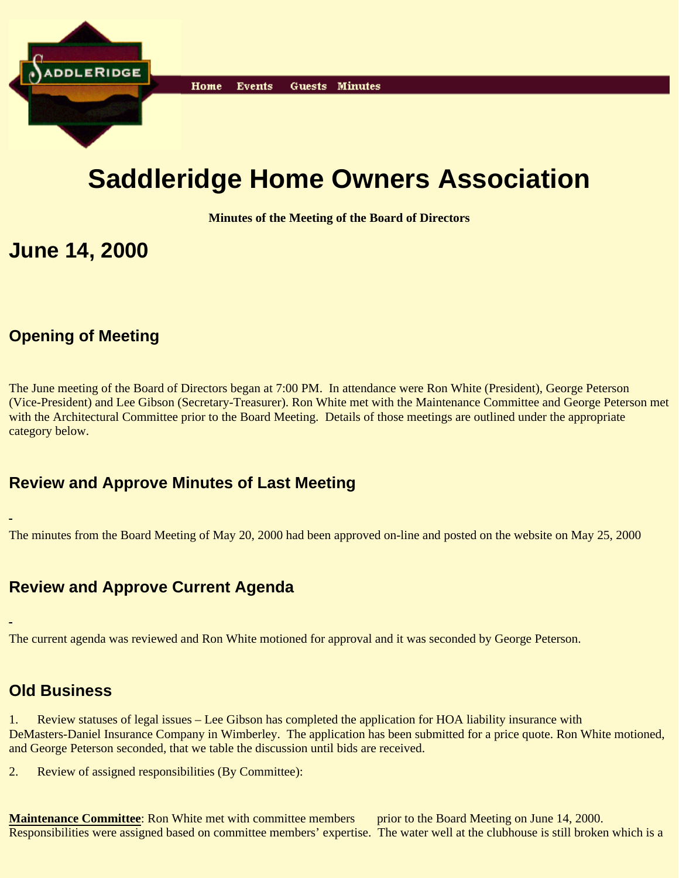Home Events Guests Minutes

# Saddleridge Home Owners Association

**Minutes of the Meeting of the Board of Directors**

## June 14, 2000

### Opening of Meeting

The June meeting of the Board of Directors began at 7:00 PM. In attendance were Ron White (President), George Peterson (Vice-President) and Lee Gibson (Secretary-Treasurer). Ron White met with the Maintenance Committee and George Peterson met with the Architectural Committee prior to the Board Meeting. Details of those meetings are outlined under the appropriate category below.

### Review and Approve Minutes of Last Meeting

-

The minutes from the Board Meeting of May 20, 2000 had been approved on-line and posted on the website on May 25, 2000

### Review and Approve Current Agenda

-

The current agenda was reviewed and Ron White motioned for approval and it was seconded by George Peterson.

### Old Business

1. Review statuses of legal issues – Lee Gibson has completed the application for HOA liability insurance with DeMasters-Daniel Insurance Company in Wimberley. The application has been submitted for a price quote. Ron White motioned, and George Peterson seconded, that we table the discussion until bids are received.

2. Review of assigned responsibilities (By Committee):

**Maintenance Committee**: Ron White met with committee members prior to the Board Meeting on June 14, 2000. Responsibilities were assigned based on committee members' expertise. The water well at the clubhouse is still broken which is a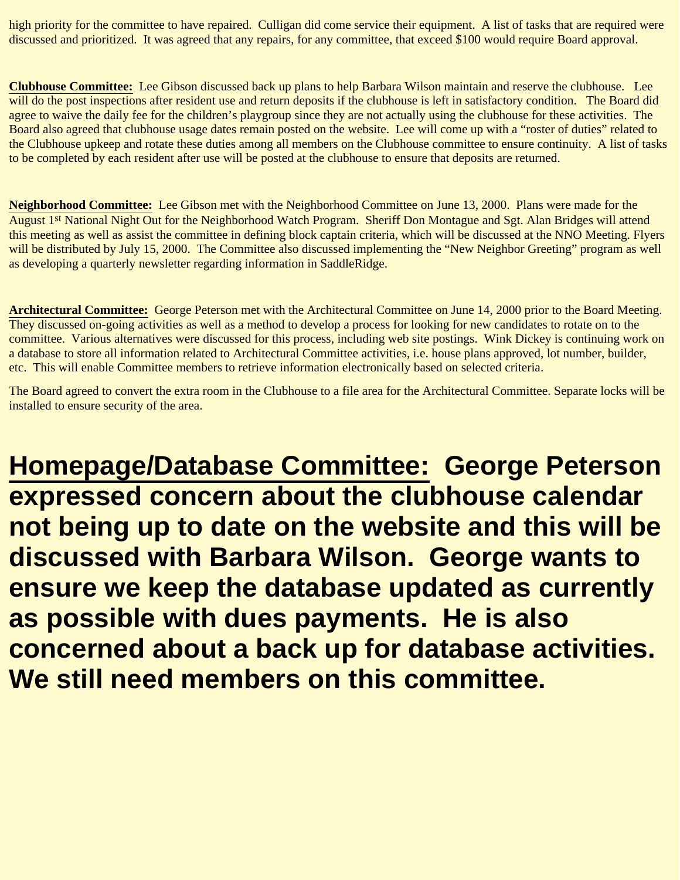high priority for the committee to have repaired. Culligan did come service their equipment. A list of tasks that are required were discussed and prioritized. It was agreed that any repairs, for any committee, that exceed $100 would require Board approval.

**Clubhouse Committee:** Lee Gibson discussed back up plans to help Barbara Wilson maintain and reserve the clubhouse. Lee will do the post inspections after resident use and return deposits if the clubhouse is left in satisfactory condition. The Board did agree to waive the daily fee for the children's playgroup since they are not actually using the clubhouse for these activities. The Board also agreed that clubhouse usage dates remain posted on the website. Lee will come up with a "roster of duties" related to the Clubhouse upkeep and rotate these duties among all members on the Clubhouse committee to ensure continuity. A list of tasks to be completed by each resident after use will be posted at the clubhouse to ensure that deposits are returned.

**Neighborhood Committee:** Lee Gibson met with the Neighborhood Committee on June 13, 2000. Plans were made for the August 1st National Night Out for the Neighborhood Watch Program. Sheriff Don Montague and Sgt. Alan Bridges will attend this meeting as well as assist the committee in defining block captain criteria, which will be discussed at the NNO Meeting. Flyers will be distributed by July 15, 2000. The Committee also discussed implementing the "New Neighbor Greeting" program as well as developing a quarterly newsletter regarding information in SaddleRidge.

**Architectural Committee:** George Peterson met with the Architectural Committee on June 14, 2000 prior to the Board Meeting. They discussed on-going activities as well as a method to develop a process for looking for new candidates to rotate on to the committee. Various alternatives were discussed for this process, including web site postings. Wink Dickey is continuing work on a database to store all information related to Architectural Committee activities, i.e. house plans approved, lot number, builder, etc. This will enable Committee members to retrieve information electronically based on selected criteria.

The Board agreed to convert the extra room in the Clubhouse to a file area for the Architectural Committee. Separate locks will be installed to ensure security of the area.

**Homepage/Database Committee: George Peterson expressed concern about the clubhouse calendar not being up to date on the website and this will be discussed with Barbara Wilson. George wants to ensure we keep the database updated as currently as possible with dues payments. He is also concerned about a back up for database activities. We still need members on this committee.**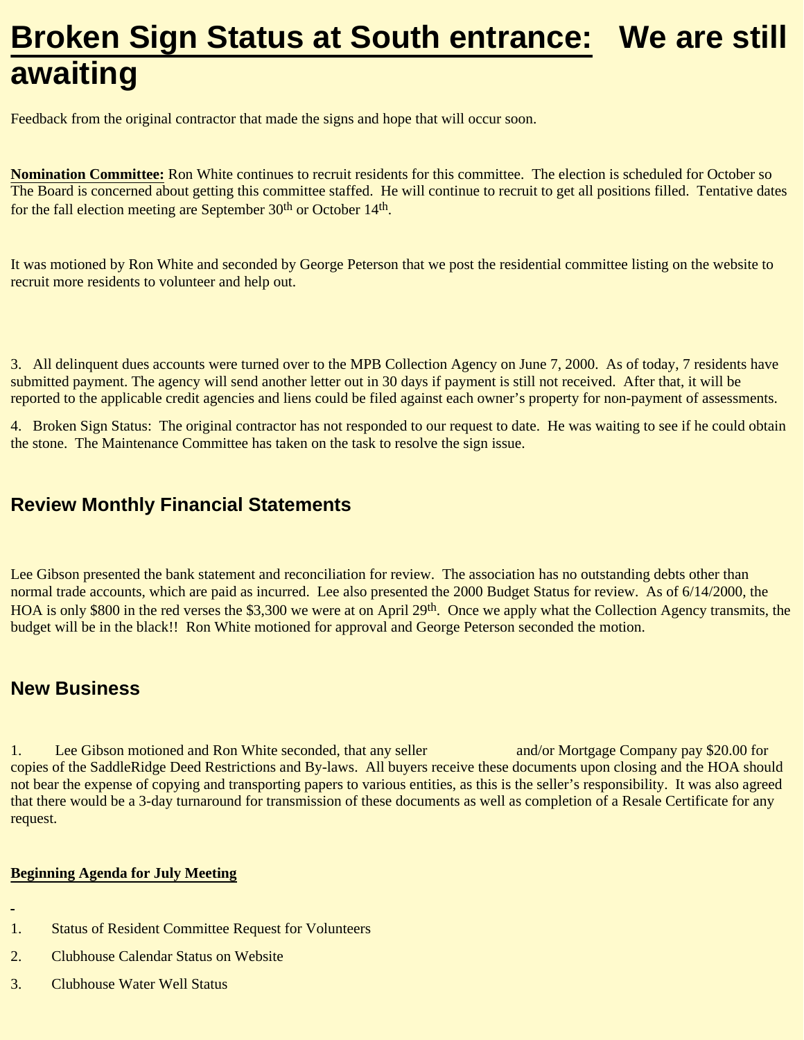# Broken Sign Status at South entrance: We are still awaiting

Feedback from the original contractor that made the signs and hope that will occur soon.

**Nomination Committee:** Ron White continues to recruit residents for this committee. The election is scheduled for October so The Board is concerned about getting this committee staffed. He will continue to recruit to get all positions filled. Tentative dates for the fall election meeting are September 30th or October 14th.

It was motioned by Ron White and seconded by George Peterson that we post the residential committee listing on the website to recruit more residents to volunteer and help out.

3. All delinquent dues accounts were turned over to the MPB Collection Agency on June 7, 2000. As of today, 7 residents have submitted payment. The agency will send another letter out in 30 days if payment is still not received. After that, it will be reported to the applicable credit agencies and liens could be filed against each owner's property for non-payment of assessments.

4. Broken Sign Status: The original contractor has not responded to our request to date. He was waiting to see if he could obtain the stone. The Maintenance Committee has taken on the task to resolve the sign issue.

## Review Monthly Financial Statements

Lee Gibson presented the bank statement and reconciliation for review. The association has no outstanding debts other than normal trade accounts, which are paid as incurred. Lee also presented the 2000 Budget Status for review. As of 6/14/2000, the HOA is only $800 in the red verses the $3,300 we were at on April 29th. Once we apply what the Collection Agency transmits, the budget will be in the black!! Ron White motioned for approval and George Peterson seconded the motion.

## New Business

1. Lee Gibson motioned and Ron White seconded, that any seller and/or Mortgage Company pay $20.00 for copies of the SaddleRidge Deed Restrictions and By-laws. All buyers receive these documents upon closing and the HOA should not bear the expense of copying and transporting papers to various entities, as this is the seller's responsibility. It was also agreed that there would be a 3-day turnaround for transmission of these documents as well as completion of a Resale Certificate for any request.

**Beginning Agenda for July Meeting**

1. Status of Resident Committee Request for Volunteers
2. Clubhouse Calendar Status on Website
3. Clubhouse Water Well Status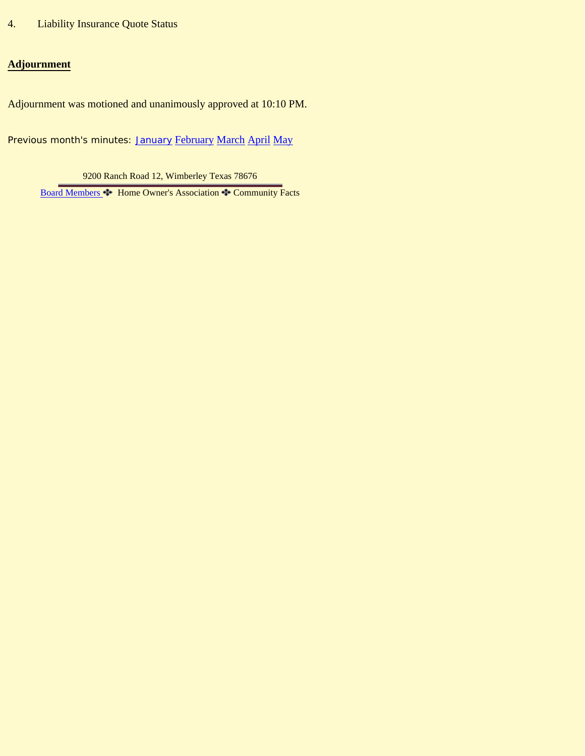4. Liability Insurance Quote Status

**Adjournment**

Adjournment was motioned and unanimously approved at 10:10 PM.

Previous month's minutes: January February March April May

9200 Ranch Road 12, Wimberley Texas 78676

Board Members ✣ Home Owner's Association ✣ Community Facts